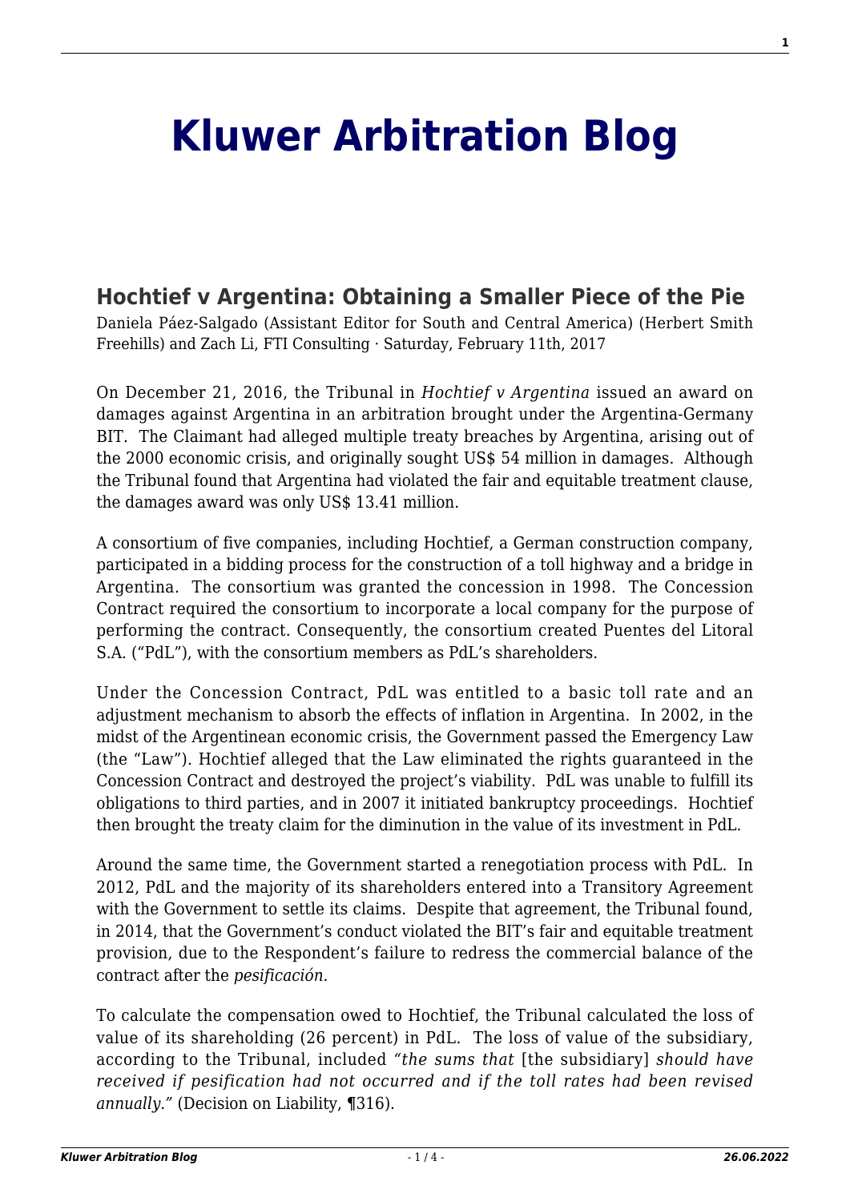# Kluwer Arbitration Blog

## Hochtief v Argentina: Obtaining a Smaller Piece of the Pie

Daniela Páez-Salgado (Assistant Editor for South and Central America) (Herbert Smith Freehills) and Zach Li, FTI Consulting · Saturday, February 11th, 2017

On December 21, 2016, the Tribunal in *Hochtief v Argentina* issued an award on damages against Argentina in an arbitration brought under the Argentina-Germany BIT. The Claimant had alleged multiple treaty breaches by Argentina, arising out of the 2000 economic crisis, and originally sought US$ 54 million in damages. Although the Tribunal found that Argentina had violated the fair and equitable treatment clause, the damages award was only US$ 13.41 million.

A consortium of five companies, including Hochtief, a German construction company, participated in a bidding process for the construction of a toll highway and a bridge in Argentina. The consortium was granted the concession in 1998. The Concession Contract required the consortium to incorporate a local company for the purpose of performing the contract. Consequently, the consortium created Puentes del Litoral S.A. ("PdL"), with the consortium members as PdL's shareholders.

Under the Concession Contract, PdL was entitled to a basic toll rate and an adjustment mechanism to absorb the effects of inflation in Argentina. In 2002, in the midst of the Argentinean economic crisis, the Government passed the Emergency Law (the "Law"). Hochtief alleged that the Law eliminated the rights guaranteed in the Concession Contract and destroyed the project's viability. PdL was unable to fulfill its obligations to third parties, and in 2007 it initiated bankruptcy proceedings. Hochtief then brought the treaty claim for the diminution in the value of its investment in PdL.

Around the same time, the Government started a renegotiation process with PdL. In 2012, PdL and the majority of its shareholders entered into a Transitory Agreement with the Government to settle its claims. Despite that agreement, the Tribunal found, in 2014, that the Government's conduct violated the BIT's fair and equitable treatment provision, due to the Respondent's failure to redress the commercial balance of the contract after the *pesificación.*

To calculate the compensation owed to Hochtief, the Tribunal calculated the loss of value of its shareholding (26 percent) in PdL. The loss of value of the subsidiary, according to the Tribunal, included *"the sums that* [the subsidiary] *should have received if pesification had not occurred and if the toll rates had been revised annually."* (Decision on Liability, ¶316).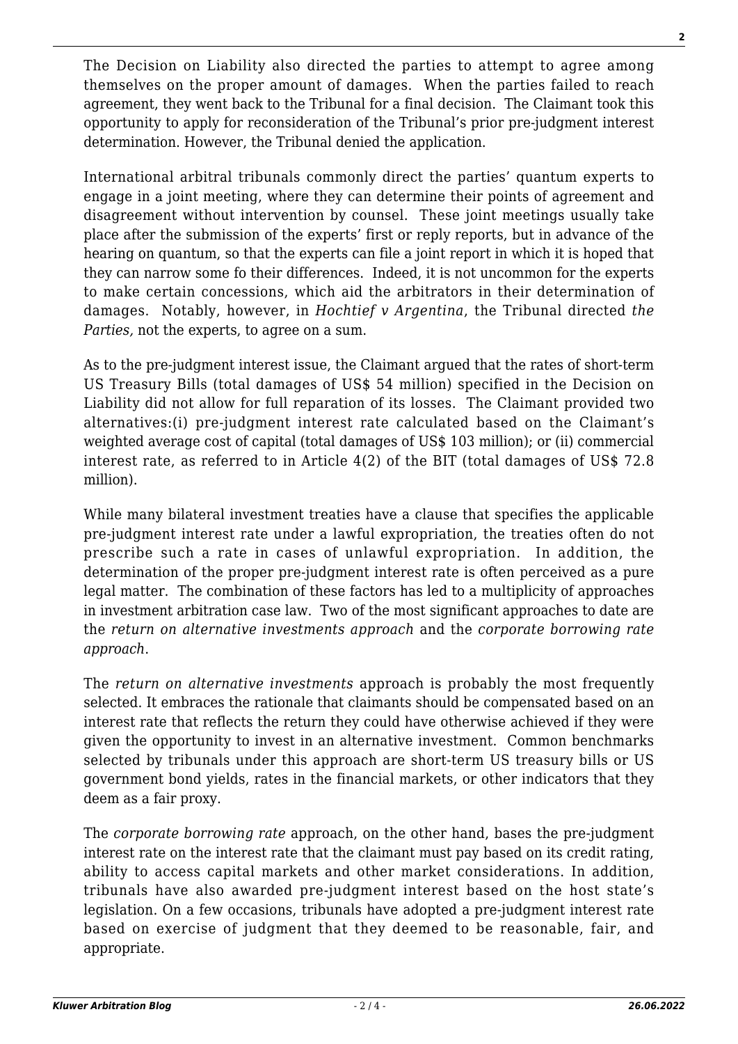The Decision on Liability also directed the parties to attempt to agree among themselves on the proper amount of damages. When the parties failed to reach agreement, they went back to the Tribunal for a final decision. The Claimant took this opportunity to apply for reconsideration of the Tribunal's prior pre-judgment interest determination. However, the Tribunal denied the application.

International arbitral tribunals commonly direct the parties' quantum experts to engage in a joint meeting, where they can determine their points of agreement and disagreement without intervention by counsel. These joint meetings usually take place after the submission of the experts' first or reply reports, but in advance of the hearing on quantum, so that the experts can file a joint report in which it is hoped that they can narrow some fo their differences. Indeed, it is not uncommon for the experts to make certain concessions, which aid the arbitrators in their determination of damages. Notably, however, in *Hochtief v Argentina*, the Tribunal directed *the Parties,* not the experts, to agree on a sum.

As to the pre-judgment interest issue, the Claimant argued that the rates of short-term US Treasury Bills (total damages of US$ 54 million) specified in the Decision on Liability did not allow for full reparation of its losses. The Claimant provided two alternatives:(i) pre-judgment interest rate calculated based on the Claimant's weighted average cost of capital (total damages of US$ 103 million); or (ii) commercial interest rate, as referred to in Article 4(2) of the BIT (total damages of US$ 72.8 million).

While many bilateral investment treaties have a clause that specifies the applicable pre-judgment interest rate under a lawful expropriation, the treaties often do not prescribe such a rate in cases of unlawful expropriation. In addition, the determination of the proper pre-judgment interest rate is often perceived as a pure legal matter. The combination of these factors has led to a multiplicity of approaches in investment arbitration case law. Two of the most significant approaches to date are the *return on alternative investments approach* and the *corporate borrowing rate approach*.

The *return on alternative investments* approach is probably the most frequently selected. It embraces the rationale that claimants should be compensated based on an interest rate that reflects the return they could have otherwise achieved if they were given the opportunity to invest in an alternative investment. Common benchmarks selected by tribunals under this approach are short-term US treasury bills or US government bond yields, rates in the financial markets, or other indicators that they deem as a fair proxy.

The *corporate borrowing rate* approach, on the other hand, bases the pre-judgment interest rate on the interest rate that the claimant must pay based on its credit rating, ability to access capital markets and other market considerations. In addition, tribunals have also awarded pre-judgment interest based on the host state's legislation. On a few occasions, tribunals have adopted a pre-judgment interest rate based on exercise of judgment that they deemed to be reasonable, fair, and appropriate.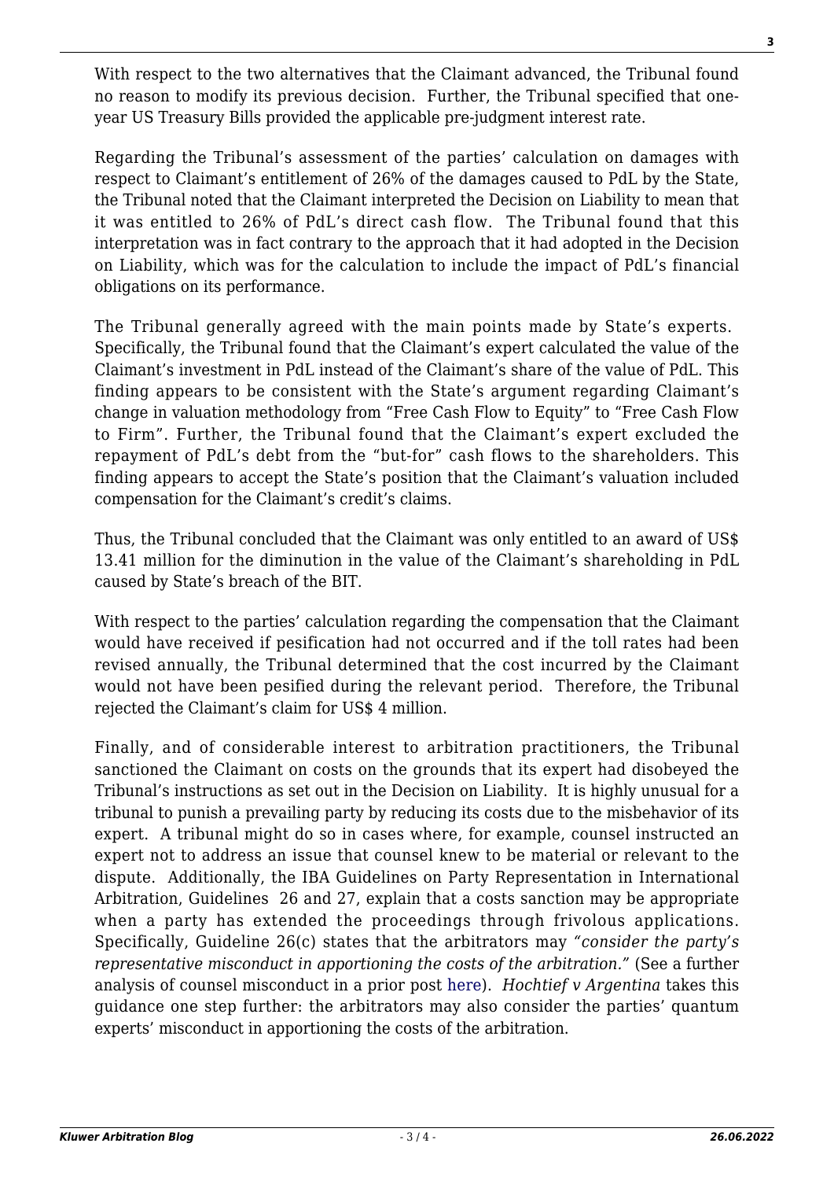With respect to the two alternatives that the Claimant advanced, the Tribunal found no reason to modify its previous decision. Further, the Tribunal specified that one-year US Treasury Bills provided the applicable pre-judgment interest rate.

Regarding the Tribunal's assessment of the parties' calculation on damages with respect to Claimant's entitlement of 26% of the damages caused to PdL by the State, the Tribunal noted that the Claimant interpreted the Decision on Liability to mean that it was entitled to 26% of PdL's direct cash flow. The Tribunal found that this interpretation was in fact contrary to the approach that it had adopted in the Decision on Liability, which was for the calculation to include the impact of PdL's financial obligations on its performance.

The Tribunal generally agreed with the main points made by State's experts. Specifically, the Tribunal found that the Claimant's expert calculated the value of the Claimant's investment in PdL instead of the Claimant's share of the value of PdL. This finding appears to be consistent with the State's argument regarding Claimant's change in valuation methodology from "Free Cash Flow to Equity" to "Free Cash Flow to Firm". Further, the Tribunal found that the Claimant's expert excluded the repayment of PdL's debt from the "but-for" cash flows to the shareholders. This finding appears to accept the State's position that the Claimant's valuation included compensation for the Claimant's credit's claims.

Thus, the Tribunal concluded that the Claimant was only entitled to an award of US$ 13.41 million for the diminution in the value of the Claimant's shareholding in PdL caused by State's breach of the BIT.

With respect to the parties' calculation regarding the compensation that the Claimant would have received if pesification had not occurred and if the toll rates had been revised annually, the Tribunal determined that the cost incurred by the Claimant would not have been pesified during the relevant period. Therefore, the Tribunal rejected the Claimant's claim for US$ 4 million.

Finally, and of considerable interest to arbitration practitioners, the Tribunal sanctioned the Claimant on costs on the grounds that its expert had disobeyed the Tribunal's instructions as set out in the Decision on Liability. It is highly unusual for a tribunal to punish a prevailing party by reducing its costs due to the misbehavior of its expert. A tribunal might do so in cases where, for example, counsel instructed an expert not to address an issue that counsel knew to be material or relevant to the dispute. Additionally, the IBA Guidelines on Party Representation in International Arbitration, Guidelines 26 and 27, explain that a costs sanction may be appropriate when a party has extended the proceedings through frivolous applications. Specifically, Guideline 26(c) states that the arbitrators may *"consider the party's representative misconduct in apportioning the costs of the arbitration."* (See a further analysis of counsel misconduct in a prior post here). *Hochtief v Argentina* takes this guidance one step further: the arbitrators may also consider the parties' quantum experts' misconduct in apportioning the costs of the arbitration.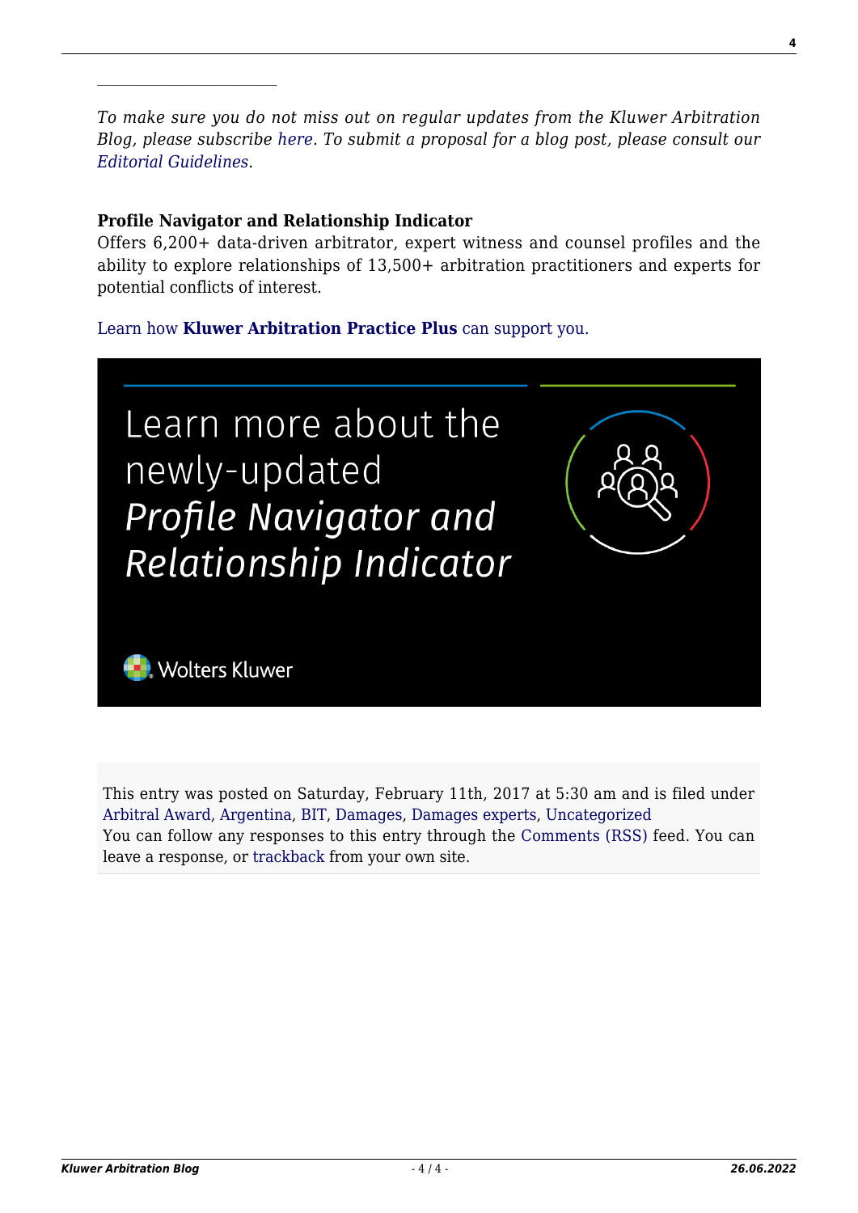---

*To make sure you do not miss out on regular updates from the Kluwer Arbitration Blog, please subscribe here. To submit a proposal for a blog post, please consult our Editorial Guidelines.*

**Profile Navigator and Relationship Indicator**
Offers 6,200+ data-driven arbitrator, expert witness and counsel profiles and the ability to explore relationships of 13,500+ arbitration practitioners and experts for potential conflicts of interest.

Learn how **Kluwer Arbitration Practice Plus** can support you.

Learn more about the newly-updated *Profile Navigator and Relationship Indicator*

Wolters Kluwer

This entry was posted on Saturday, February 11th, 2017 at 5:30 am and is filed under Arbitral Award, Argentina, BIT, Damages, Damages experts, Uncategorized
You can follow any responses to this entry through the Comments (RSS) feed. You can leave a response, or trackback from your own site.